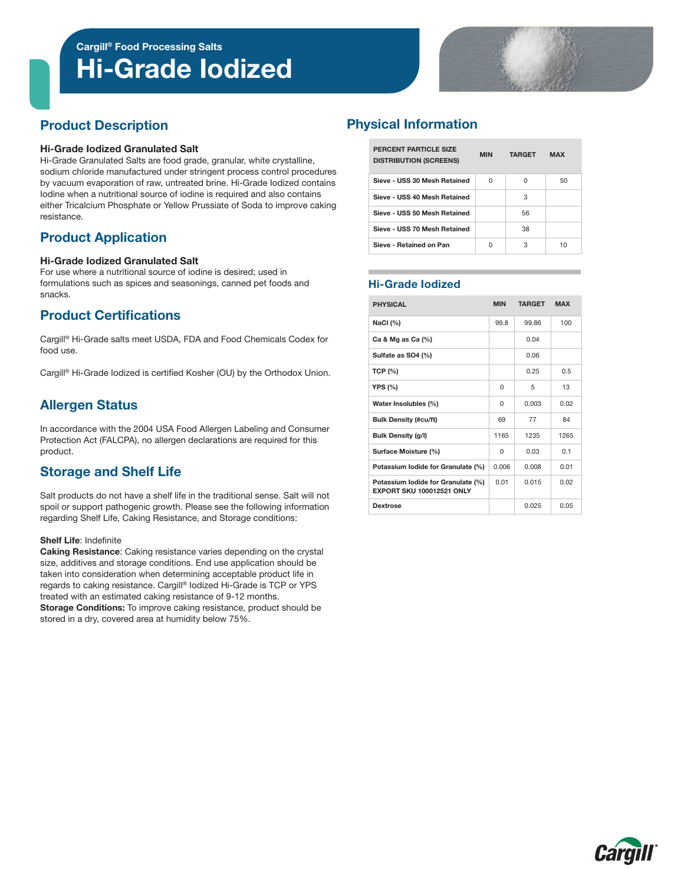Cargill® Food Processing Salts

# Hi-Grade Iodized

## Product Description

### Hi-Grade Iodized Granulated Salt

Hi-Grade Granulated Salts are food grade, granular, white crystalline, sodium chloride manufactured under stringent process control procedures by vacuum evaporation of raw, untreated brine. Hi-Grade Iodized contains Iodine when a nutritional source of iodine is required and also contains either Tricalcium Phosphate or Yellow Prussiate of Soda to improve caking resistance.

## Product Application

### Hi-Grade Iodized Granulated Salt

For use where a nutritional source of iodine is desired; used in formulations such as spices and seasonings, canned pet foods and snacks.

## Product Certifications

Cargill® Hi-Grade salts meet USDA, FDA and Food Chemicals Codex for food use.

Cargill® Hi-Grade Iodized is certified Kosher (OU) by the Orthodox Union.

## Allergen Status

In accordance with the 2004 USA Food Allergen Labeling and Consumer Protection Act (FALCPA), no allergen declarations are required for this product.

## Storage and Shelf Life

Salt products do not have a shelf life in the traditional sense. Salt will not spoil or support pathogenic growth. Please see the following information regarding Shelf Life, Caking Resistance, and Storage conditions:

**Shelf Life**: Indefinite
**Caking Resistance**: Caking resistance varies depending on the crystal size, additives and storage conditions. End use application should be taken into consideration when determining acceptable product life in regards to caking resistance. Cargill® Iodized Hi-Grade is TCP or YPS treated with an estimated caking resistance of 9-12 months.
**Storage Conditions:** To improve caking resistance, product should be stored in a dry, covered area at humidity below 75%.

## Physical Information

| PERCENT PARTICLE SIZE DISTRIBUTION (SCREENS) | MIN | TARGET | MAX |
|---|---|---|---|
| Sieve - USS 30 Mesh Retained | 0 | 0 | 50 |
| Sieve - USS 40 Mesh Retained | | 3 | |
| Sieve - USS 50 Mesh Retained | | 56 | |
| Sieve - USS 70 Mesh Retained | | 38 | |
| Sieve - Retained on Pan | 0 | 3 | 10 |

## Hi-Grade Iodized

| PHYSICAL | MIN | TARGET | MAX |
|---|---|---|---|
| NaCl (%) | 99.8 | 99.86 | 100 |
| Ca & Mg as Ca (%) | | 0.04 | |
| Sulfate as SO4 (%) | | 0.06 | |
| TCP (%) | | 0.25 | 0.5 |
| YPS (%) | 0 | 5 | 13 |
| Water Insolubles (%) | 0 | 0.003 | 0.02 |
| Bulk Density (#cu/ft) | 69 | 77 | 84 |
| Bulk Density (g/l) | 1165 | 1235 | 1265 |
| Surface Moisture (%) | 0 | 0.03 | 0.1 |
| Potassium Iodide for Granulate (%) | 0.006 | 0.008 | 0.01 |
| Potassium Iodide for Granulate (%) EXPORT SKU 100012521 ONLY | 0.01 | 0.015 | 0.02 |
| Dextrose | | 0.025 | 0.05 |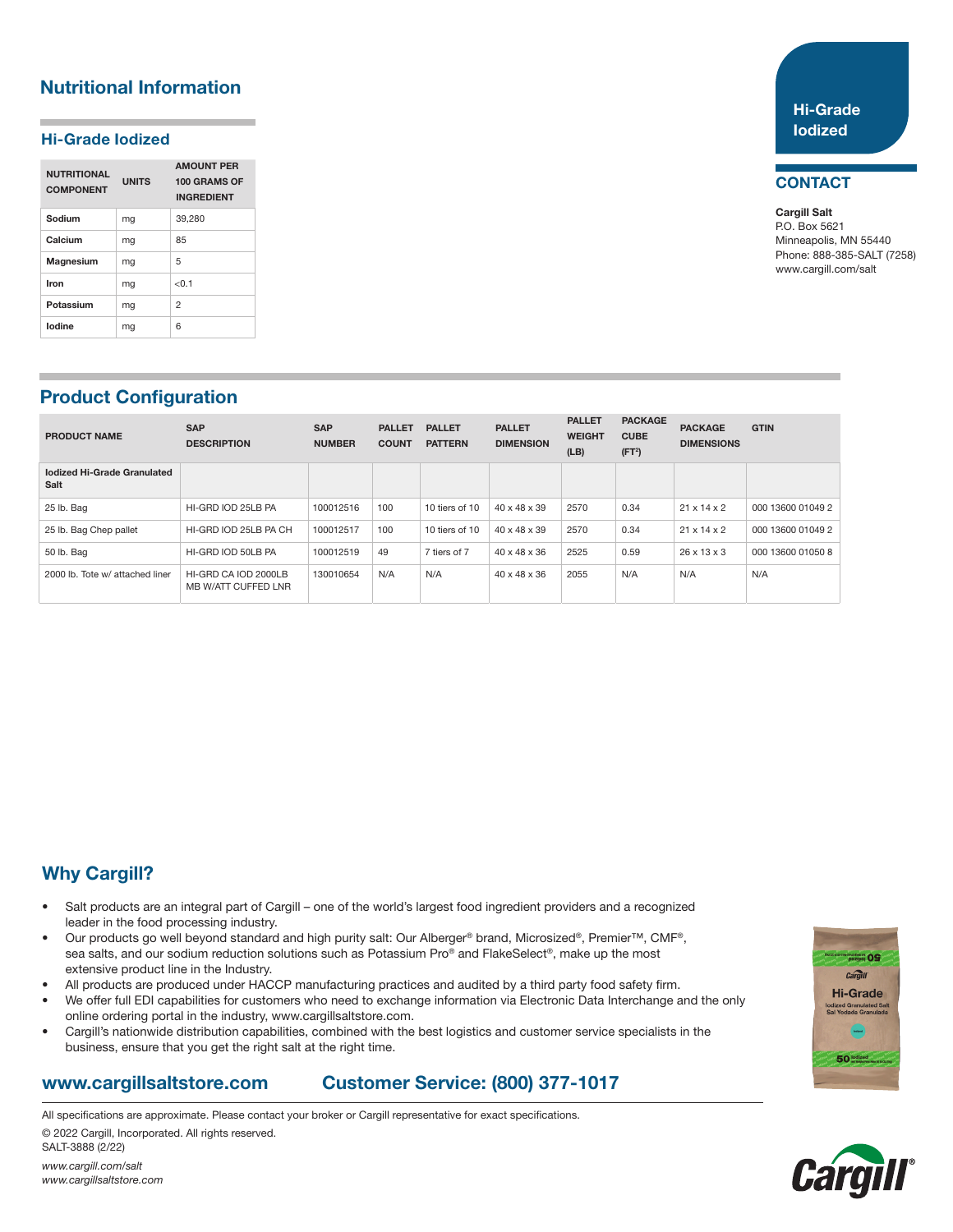# Nutritional Information

## Hi-Grade Iodized

| NUTRITIONAL COMPONENT | UNITS | AMOUNT PER 100 GRAMS OF INGREDIENT |
|---|---|---|
| **Sodium** | mg | 39,280 |
| **Calcium** | mg | 85 |
| **Magnesium** | mg | 5 |
| **Iron** | mg | <0.1 |
| **Potassium** | mg | 2 |
| **Iodine** | mg | 6 |

**Hi-Grade Iodized**

## CONTACT

**Cargill Salt**
P.O. Box 5621
Minneapolis, MN 55440
Phone: 888-385-SALT (7258)
www.cargill.com/salt

# Product Configuration

| PRODUCT NAME | SAP DESCRIPTION | SAP NUMBER | PALLET COUNT | PALLET PATTERN | PALLET DIMENSION | PALLET WEIGHT (LB) | PACKAGE CUBE ($FT^3$) | PACKAGE DIMENSIONS | GTIN |
|---|---|---|---|---|---|---|---|---|---|
| **Iodized Hi-Grade Granulated Salt** | | | | | | | | | |
| 25 lb. Bag | HI-GRD IOD 25LB PA | 100012516 | 100 | 10 tiers of 10 | 40 x 48 x 39 | 2570 | 0.34 | 21 x 14 x 2 | 000 13600 01049 2 |
| 25 lb. Bag Chep pallet | HI-GRD IOD 25LB PA CH | 100012517 | 100 | 10 tiers of 10 | 40 x 48 x 39 | 2570 | 0.34 | 21 x 14 x 2 | 000 13600 01049 2 |
| 50 lb. Bag | HI-GRD IOD 50LB PA | 100012519 | 49 | 7 tiers of 7 | 40 x 48 x 36 | 2525 | 0.59 | 26 x 13 x 3 | 000 13600 01050 8 |
| 2000 lb. Tote w/ attached liner | HI-GRD CA IOD 2000LB MB W/ATT CUFFED LNR | 130010654 | N/A | N/A | 40 x 48 x 36 | 2055 | N/A | N/A | N/A |

# Why Cargill?

- Salt products are an integral part of Cargill – one of the world's largest food ingredient providers and a recognized leader in the food processing industry.
- Our products go well beyond standard and high purity salt: Our Alberger® brand, Microsized®, Premier™, CMF®, sea salts, and our sodium reduction solutions such as Potassium Pro® and FlakeSelect®, make up the most extensive product line in the Industry.
- All products are produced under HACCP manufacturing practices and audited by a third party food safety firm.
- We offer full EDI capabilities for customers who need to exchange information via Electronic Data Interchange and the only online ordering portal in the industry, www.cargillsaltstore.com.
- Cargill's nationwide distribution capabilities, combined with the best logistics and customer service specialists in the business, ensure that you get the right salt at the right time.

**www.cargillsaltstore.com** **Customer Service: (800) 377-1017**

All specifications are approximate. Please contact your broker or Cargill representative for exact specifications.

© 2022 Cargill, Incorporated. All rights reserved.
SALT-3888 (2/22)

*www.cargill.com/salt*
*www.cargillsaltstore.com*